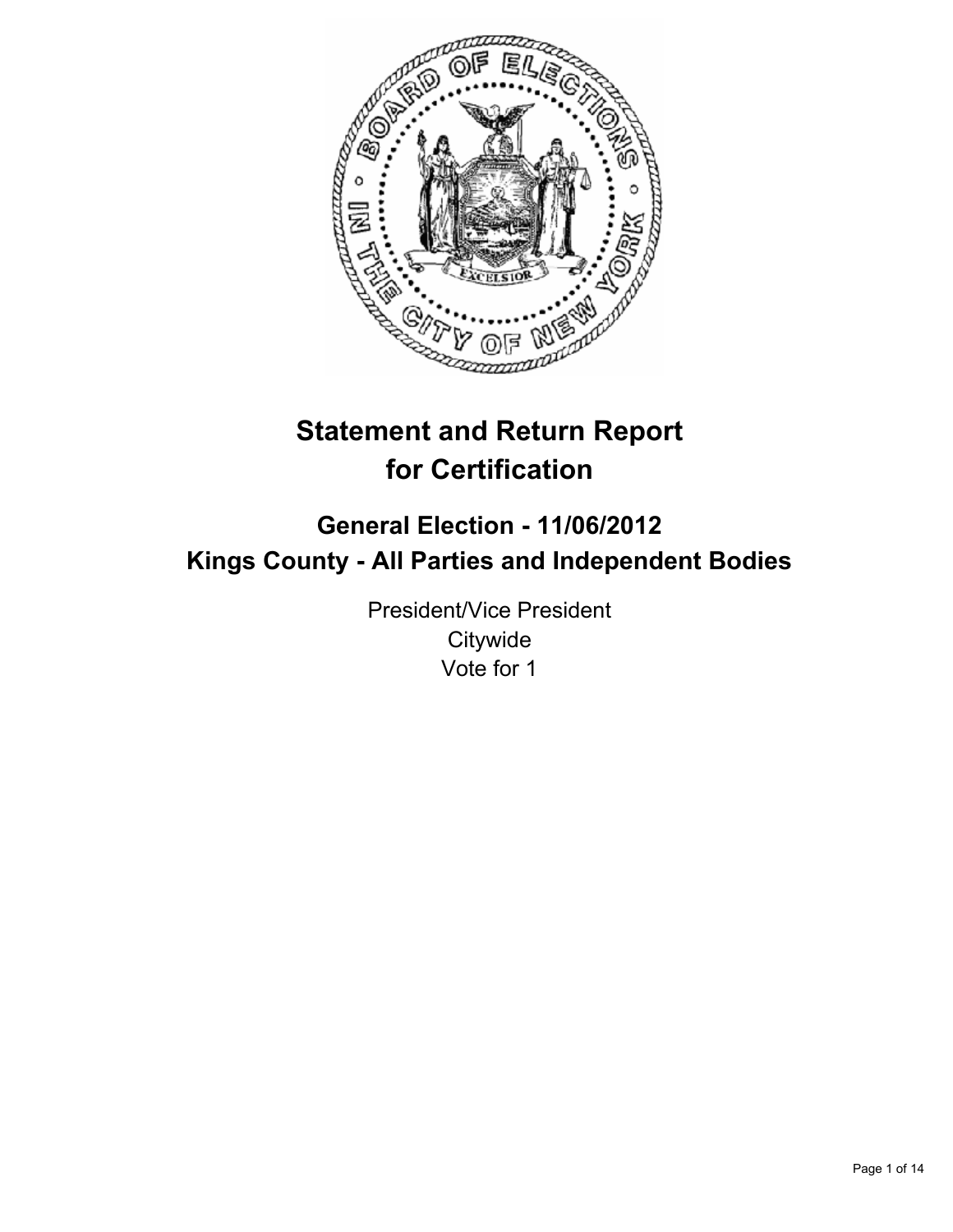# Statement and Return Report for Certification

## General Election - 11/06/2012
## Kings County - All Parties and Independent Bodies

President/Vice President
Citywide
Vote for 1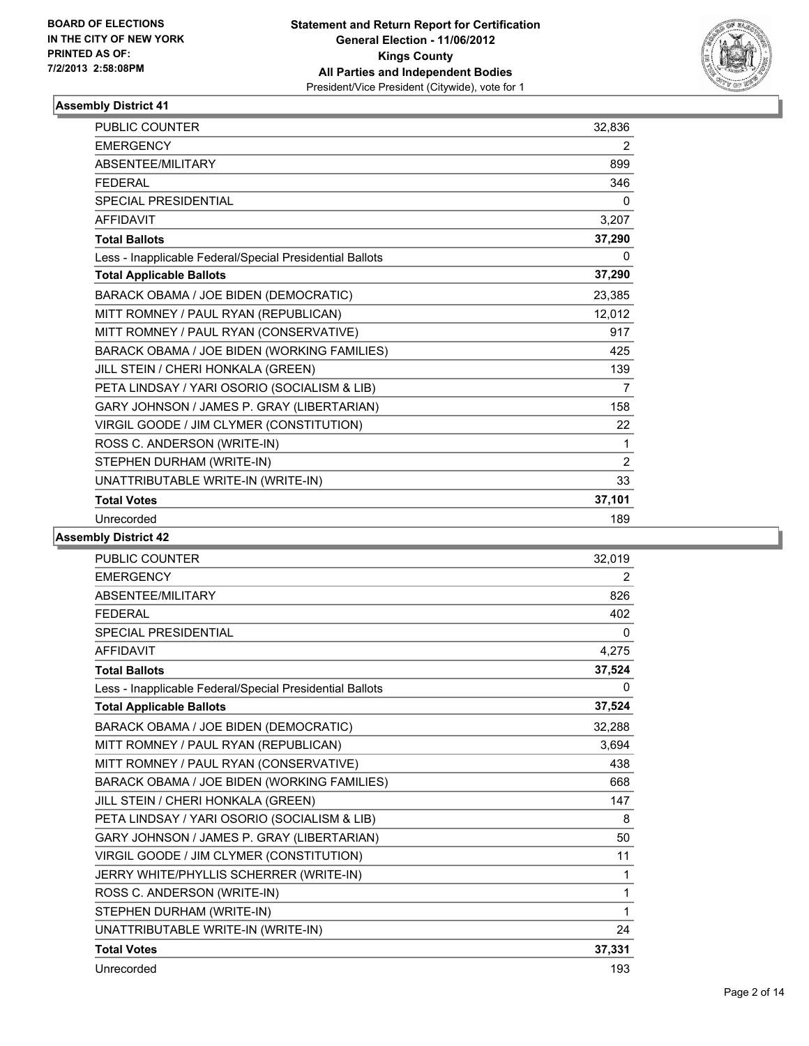**BOARD OF ELECTIONS IN THE CITY OF NEW YORK PRINTED AS OF: 7/2/2013 2:58:08PM**

**Statement and Return Report for Certification**
**General Election - 11/06/2012**
**Kings County**
**All Parties and Independent Bodies**
President/Vice President (Citywide), vote for 1

### Assembly District 41

| | |
|---|---|
| PUBLIC COUNTER | 32,836 |
| EMERGENCY | 2 |
| ABSENTEE/MILITARY | 899 |
| FEDERAL | 346 |
| SPECIAL PRESIDENTIAL | 0 |
| AFFIDAVIT | 3,207 |
| **Total Ballots** | **37,290** |
| Less - Inapplicable Federal/Special Presidential Ballots | 0 |
| **Total Applicable Ballots** | **37,290** |
| BARACK OBAMA / JOE BIDEN (DEMOCRATIC) | 23,385 |
| MITT ROMNEY / PAUL RYAN (REPUBLICAN) | 12,012 |
| MITT ROMNEY / PAUL RYAN (CONSERVATIVE) | 917 |
| BARACK OBAMA / JOE BIDEN (WORKING FAMILIES) | 425 |
| JILL STEIN / CHERI HONKALA (GREEN) | 139 |
| PETA LINDSAY / YARI OSORIO (SOCIALISM & LIB) | 7 |
| GARY JOHNSON / JAMES P. GRAY (LIBERTARIAN) | 158 |
| VIRGIL GOODE / JIM CLYMER (CONSTITUTION) | 22 |
| ROSS C. ANDERSON (WRITE-IN) | 1 |
| STEPHEN DURHAM (WRITE-IN) | 2 |
| UNATTRIBUTABLE WRITE-IN (WRITE-IN) | 33 |
| **Total Votes** | **37,101** |
| Unrecorded | 189 |

### Assembly District 42

| | |
|---|---|
| PUBLIC COUNTER | 32,019 |
| EMERGENCY | 2 |
| ABSENTEE/MILITARY | 826 |
| FEDERAL | 402 |
| SPECIAL PRESIDENTIAL | 0 |
| AFFIDAVIT | 4,275 |
| **Total Ballots** | **37,524** |
| Less - Inapplicable Federal/Special Presidential Ballots | 0 |
| **Total Applicable Ballots** | **37,524** |
| BARACK OBAMA / JOE BIDEN (DEMOCRATIC) | 32,288 |
| MITT ROMNEY / PAUL RYAN (REPUBLICAN) | 3,694 |
| MITT ROMNEY / PAUL RYAN (CONSERVATIVE) | 438 |
| BARACK OBAMA / JOE BIDEN (WORKING FAMILIES) | 668 |
| JILL STEIN / CHERI HONKALA (GREEN) | 147 |
| PETA LINDSAY / YARI OSORIO (SOCIALISM & LIB) | 8 |
| GARY JOHNSON / JAMES P. GRAY (LIBERTARIAN) | 50 |
| VIRGIL GOODE / JIM CLYMER (CONSTITUTION) | 11 |
| JERRY WHITE/PHYLLIS SCHERRER (WRITE-IN) | 1 |
| ROSS C. ANDERSON (WRITE-IN) | 1 |
| STEPHEN DURHAM (WRITE-IN) | 1 |
| UNATTRIBUTABLE WRITE-IN (WRITE-IN) | 24 |
| **Total Votes** | **37,331** |
| Unrecorded | 193 |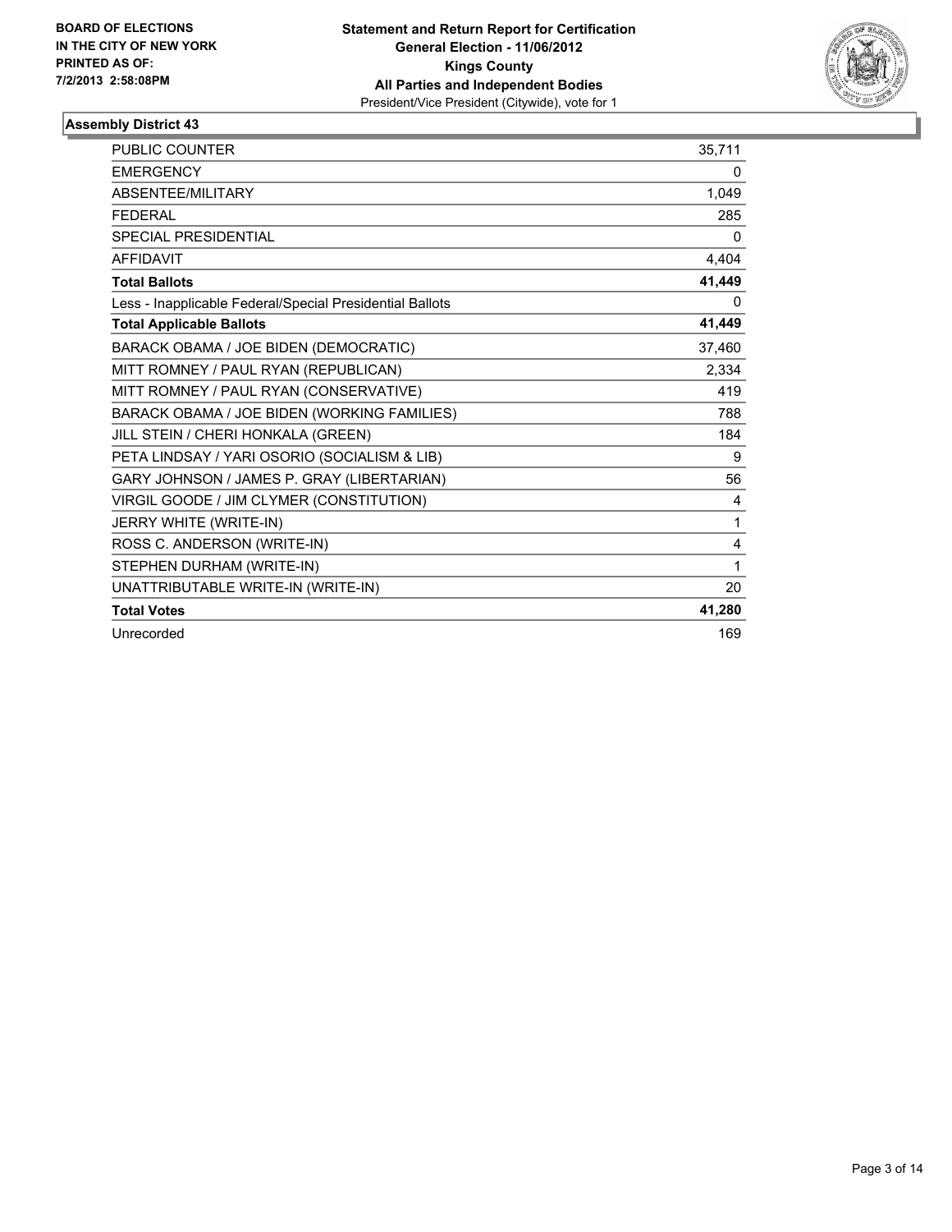BOARD OF ELECTIONS
IN THE CITY OF NEW YORK
PRINTED AS OF:
7/2/2013 2:58:08PM

**Statement and Return Report for Certification**
**General Election - 11/06/2012**
**Kings County**
**All Parties and Independent Bodies**
President/Vice President (Citywide), vote for 1

### Assembly District 43

| | |
|---|---|
| PUBLIC COUNTER | 35,711 |
| EMERGENCY | 0 |
| ABSENTEE/MILITARY | 1,049 |
| FEDERAL | 285 |
| SPECIAL PRESIDENTIAL | 0 |
| AFFIDAVIT | 4,404 |
| **Total Ballots** | **41,449** |
| Less - Inapplicable Federal/Special Presidential Ballots | 0 |
| **Total Applicable Ballots** | **41,449** |
| BARACK OBAMA / JOE BIDEN (DEMOCRATIC) | 37,460 |
| MITT ROMNEY / PAUL RYAN (REPUBLICAN) | 2,334 |
| MITT ROMNEY / PAUL RYAN (CONSERVATIVE) | 419 |
| BARACK OBAMA / JOE BIDEN (WORKING FAMILIES) | 788 |
| JILL STEIN / CHERI HONKALA (GREEN) | 184 |
| PETA LINDSAY / YARI OSORIO (SOCIALISM & LIB) | 9 |
| GARY JOHNSON / JAMES P. GRAY (LIBERTARIAN) | 56 |
| VIRGIL GOODE / JIM CLYMER (CONSTITUTION) | 4 |
| JERRY WHITE (WRITE-IN) | 1 |
| ROSS C. ANDERSON (WRITE-IN) | 4 |
| STEPHEN DURHAM (WRITE-IN) | 1 |
| UNATTRIBUTABLE WRITE-IN (WRITE-IN) | 20 |
| **Total Votes** | **41,280** |
| Unrecorded | 169 |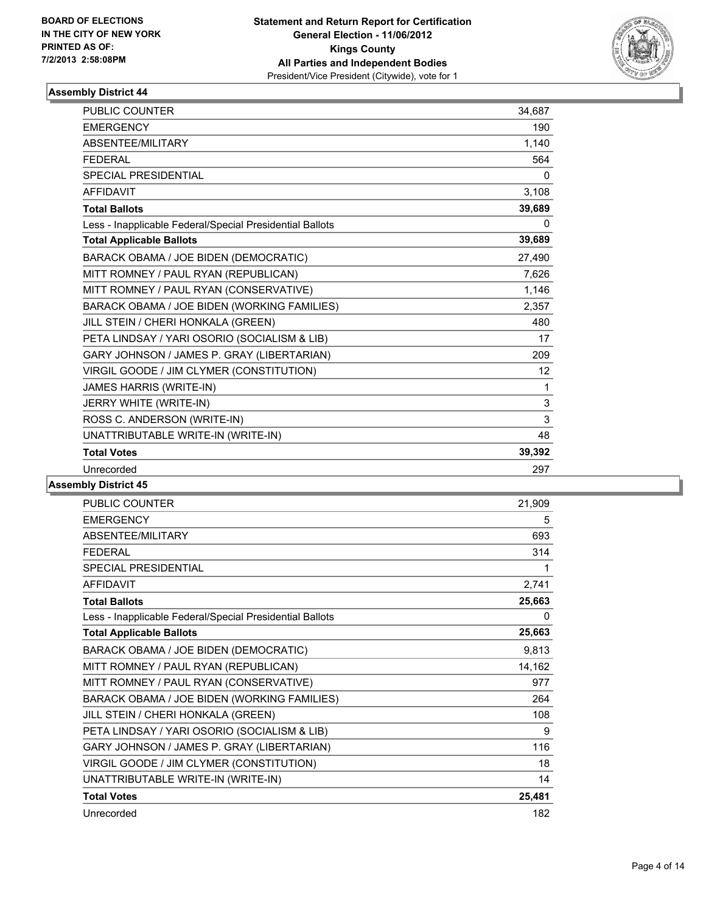**BOARD OF ELECTIONS IN THE CITY OF NEW YORK PRINTED AS OF: 7/2/2013 2:58:08PM**

**Statement and Return Report for Certification**
**General Election - 11/06/2012**
**Kings County**
**All Parties and Independent Bodies**
President/Vice President (Citywide), vote for 1

### Assembly District 44

| | |
|---|---|
| PUBLIC COUNTER | 34,687 |
| EMERGENCY | 190 |
| ABSENTEE/MILITARY | 1,140 |
| FEDERAL | 564 |
| SPECIAL PRESIDENTIAL | 0 |
| AFFIDAVIT | 3,108 |
| **Total Ballots** | **39,689** |
| Less - Inapplicable Federal/Special Presidential Ballots | 0 |
| **Total Applicable Ballots** | **39,689** |
| BARACK OBAMA / JOE BIDEN (DEMOCRATIC) | 27,490 |
| MITT ROMNEY / PAUL RYAN (REPUBLICAN) | 7,626 |
| MITT ROMNEY / PAUL RYAN (CONSERVATIVE) | 1,146 |
| BARACK OBAMA / JOE BIDEN (WORKING FAMILIES) | 2,357 |
| JILL STEIN / CHERI HONKALA (GREEN) | 480 |
| PETA LINDSAY / YARI OSORIO (SOCIALISM & LIB) | 17 |
| GARY JOHNSON / JAMES P. GRAY (LIBERTARIAN) | 209 |
| VIRGIL GOODE / JIM CLYMER (CONSTITUTION) | 12 |
| JAMES HARRIS (WRITE-IN) | 1 |
| JERRY WHITE (WRITE-IN) | 3 |
| ROSS C. ANDERSON (WRITE-IN) | 3 |
| UNATTRIBUTABLE WRITE-IN (WRITE-IN) | 48 |
| **Total Votes** | **39,392** |
| Unrecorded | 297 |

### Assembly District 45

| | |
|---|---|
| PUBLIC COUNTER | 21,909 |
| EMERGENCY | 5 |
| ABSENTEE/MILITARY | 693 |
| FEDERAL | 314 |
| SPECIAL PRESIDENTIAL | 1 |
| AFFIDAVIT | 2,741 |
| **Total Ballots** | **25,663** |
| Less - Inapplicable Federal/Special Presidential Ballots | 0 |
| **Total Applicable Ballots** | **25,663** |
| BARACK OBAMA / JOE BIDEN (DEMOCRATIC) | 9,813 |
| MITT ROMNEY / PAUL RYAN (REPUBLICAN) | 14,162 |
| MITT ROMNEY / PAUL RYAN (CONSERVATIVE) | 977 |
| BARACK OBAMA / JOE BIDEN (WORKING FAMILIES) | 264 |
| JILL STEIN / CHERI HONKALA (GREEN) | 108 |
| PETA LINDSAY / YARI OSORIO (SOCIALISM & LIB) | 9 |
| GARY JOHNSON / JAMES P. GRAY (LIBERTARIAN) | 116 |
| VIRGIL GOODE / JIM CLYMER (CONSTITUTION) | 18 |
| UNATTRIBUTABLE WRITE-IN (WRITE-IN) | 14 |
| **Total Votes** | **25,481** |
| Unrecorded | 182 |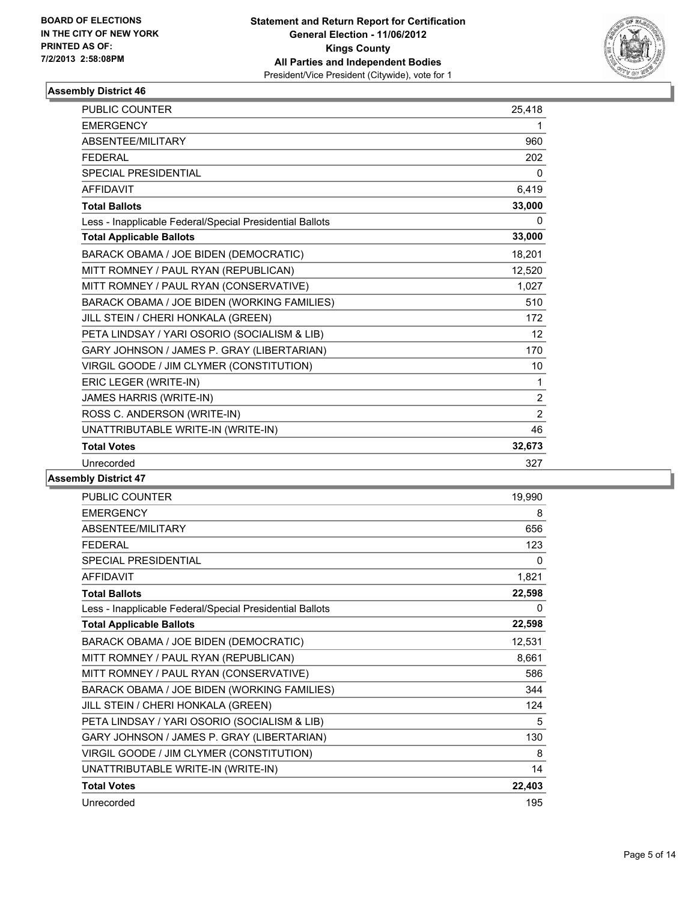**BOARD OF ELECTIONS IN THE CITY OF NEW YORK PRINTED AS OF: 7/2/2013 2:58:08PM**

**Statement and Return Report for Certification General Election - 11/06/2012 Kings County All Parties and Independent Bodies**
President/Vice President (Citywide), vote for 1

## Assembly District 46

| | |
|---|---|
| PUBLIC COUNTER | 25,418 |
| EMERGENCY | 1 |
| ABSENTEE/MILITARY | 960 |
| FEDERAL | 202 |
| SPECIAL PRESIDENTIAL | 0 |
| AFFIDAVIT | 6,419 |
| **Total Ballots** | **33,000** |
| Less - Inapplicable Federal/Special Presidential Ballots | 0 |
| **Total Applicable Ballots** | **33,000** |
| BARACK OBAMA / JOE BIDEN (DEMOCRATIC) | 18,201 |
| MITT ROMNEY / PAUL RYAN (REPUBLICAN) | 12,520 |
| MITT ROMNEY / PAUL RYAN (CONSERVATIVE) | 1,027 |
| BARACK OBAMA / JOE BIDEN (WORKING FAMILIES) | 510 |
| JILL STEIN / CHERI HONKALA (GREEN) | 172 |
| PETA LINDSAY / YARI OSORIO (SOCIALISM & LIB) | 12 |
| GARY JOHNSON / JAMES P. GRAY (LIBERTARIAN) | 170 |
| VIRGIL GOODE / JIM CLYMER (CONSTITUTION) | 10 |
| ERIC LEGER (WRITE-IN) | 1 |
| JAMES HARRIS (WRITE-IN) | 2 |
| ROSS C. ANDERSON (WRITE-IN) | 2 |
| UNATTRIBUTABLE WRITE-IN (WRITE-IN) | 46 |
| **Total Votes** | **32,673** |
| Unrecorded | 327 |

## Assembly District 47

| | |
|---|---|
| PUBLIC COUNTER | 19,990 |
| EMERGENCY | 8 |
| ABSENTEE/MILITARY | 656 |
| FEDERAL | 123 |
| SPECIAL PRESIDENTIAL | 0 |
| AFFIDAVIT | 1,821 |
| **Total Ballots** | **22,598** |
| Less - Inapplicable Federal/Special Presidential Ballots | 0 |
| **Total Applicable Ballots** | **22,598** |
| BARACK OBAMA / JOE BIDEN (DEMOCRATIC) | 12,531 |
| MITT ROMNEY / PAUL RYAN (REPUBLICAN) | 8,661 |
| MITT ROMNEY / PAUL RYAN (CONSERVATIVE) | 586 |
| BARACK OBAMA / JOE BIDEN (WORKING FAMILIES) | 344 |
| JILL STEIN / CHERI HONKALA (GREEN) | 124 |
| PETA LINDSAY / YARI OSORIO (SOCIALISM & LIB) | 5 |
| GARY JOHNSON / JAMES P. GRAY (LIBERTARIAN) | 130 |
| VIRGIL GOODE / JIM CLYMER (CONSTITUTION) | 8 |
| UNATTRIBUTABLE WRITE-IN (WRITE-IN) | 14 |
| **Total Votes** | **22,403** |
| Unrecorded | 195 |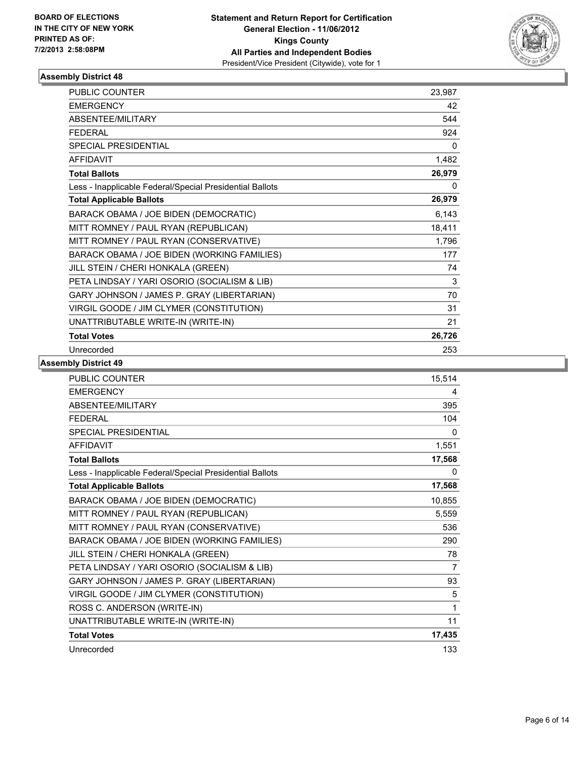**BOARD OF ELECTIONS IN THE CITY OF NEW YORK PRINTED AS OF: 7/2/2013 2:58:08PM**

**Statement and Return Report for Certification**
**General Election - 11/06/2012**
**Kings County**
**All Parties and Independent Bodies**
President/Vice President (Citywide), vote for 1

### Assembly District 48

| | |
|---|---|
| PUBLIC COUNTER | 23,987 |
| EMERGENCY | 42 |
| ABSENTEE/MILITARY | 544 |
| FEDERAL | 924 |
| SPECIAL PRESIDENTIAL | 0 |
| AFFIDAVIT | 1,482 |
| **Total Ballots** | **26,979** |
| Less - Inapplicable Federal/Special Presidential Ballots | 0 |
| **Total Applicable Ballots** | **26,979** |
| BARACK OBAMA / JOE BIDEN (DEMOCRATIC) | 6,143 |
| MITT ROMNEY / PAUL RYAN (REPUBLICAN) | 18,411 |
| MITT ROMNEY / PAUL RYAN (CONSERVATIVE) | 1,796 |
| BARACK OBAMA / JOE BIDEN (WORKING FAMILIES) | 177 |
| JILL STEIN / CHERI HONKALA (GREEN) | 74 |
| PETA LINDSAY / YARI OSORIO (SOCIALISM & LIB) | 3 |
| GARY JOHNSON / JAMES P. GRAY (LIBERTARIAN) | 70 |
| VIRGIL GOODE / JIM CLYMER (CONSTITUTION) | 31 |
| UNATTRIBUTABLE WRITE-IN (WRITE-IN) | 21 |
| **Total Votes** | **26,726** |
| Unrecorded | 253 |

### Assembly District 49

| | |
|---|---|
| PUBLIC COUNTER | 15,514 |
| EMERGENCY | 4 |
| ABSENTEE/MILITARY | 395 |
| FEDERAL | 104 |
| SPECIAL PRESIDENTIAL | 0 |
| AFFIDAVIT | 1,551 |
| **Total Ballots** | **17,568** |
| Less - Inapplicable Federal/Special Presidential Ballots | 0 |
| **Total Applicable Ballots** | **17,568** |
| BARACK OBAMA / JOE BIDEN (DEMOCRATIC) | 10,855 |
| MITT ROMNEY / PAUL RYAN (REPUBLICAN) | 5,559 |
| MITT ROMNEY / PAUL RYAN (CONSERVATIVE) | 536 |
| BARACK OBAMA / JOE BIDEN (WORKING FAMILIES) | 290 |
| JILL STEIN / CHERI HONKALA (GREEN) | 78 |
| PETA LINDSAY / YARI OSORIO (SOCIALISM & LIB) | 7 |
| GARY JOHNSON / JAMES P. GRAY (LIBERTARIAN) | 93 |
| VIRGIL GOODE / JIM CLYMER (CONSTITUTION) | 5 |
| ROSS C. ANDERSON (WRITE-IN) | 1 |
| UNATTRIBUTABLE WRITE-IN (WRITE-IN) | 11 |
| **Total Votes** | **17,435** |
| Unrecorded | 133 |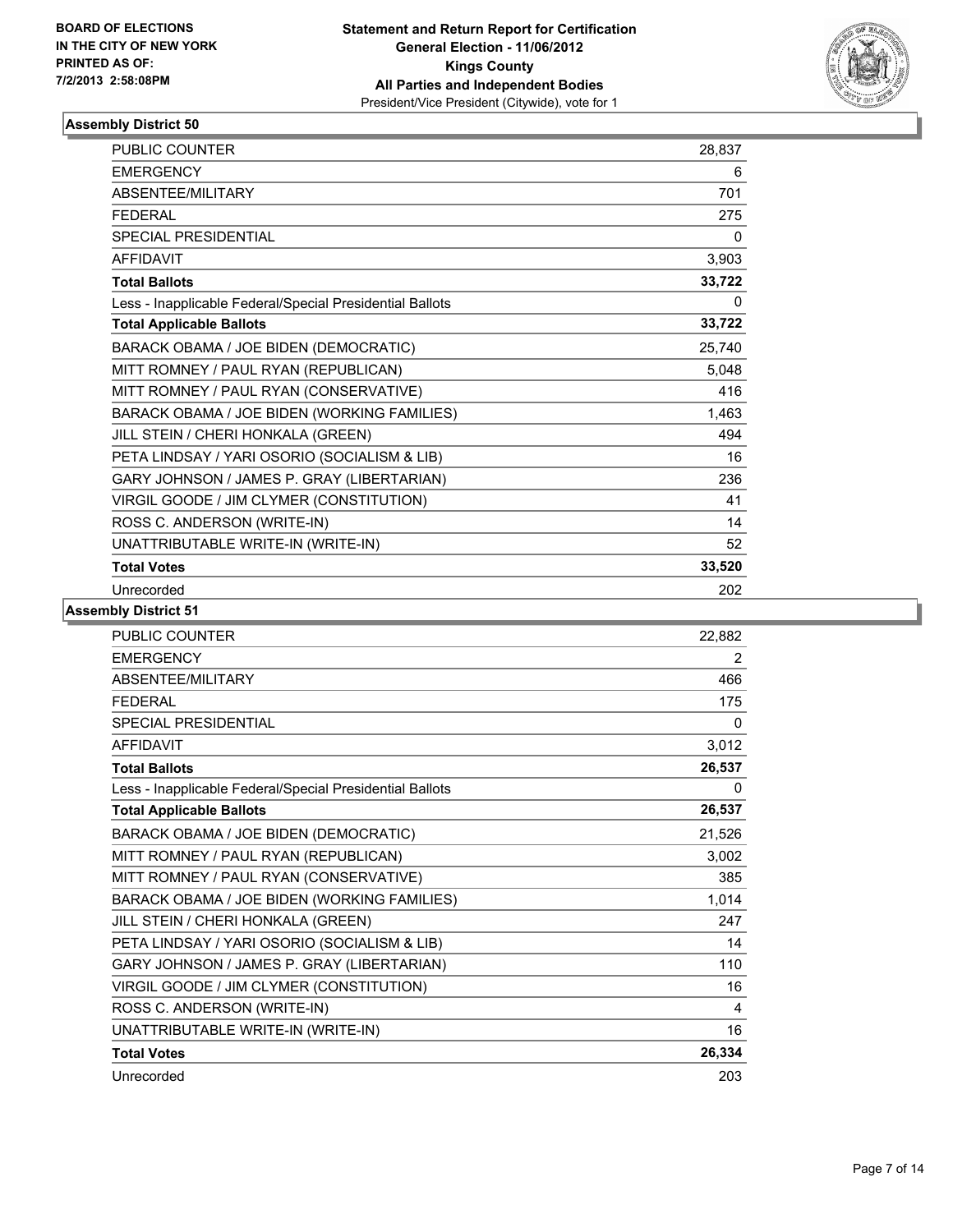BOARD OF ELECTIONS
IN THE CITY OF NEW YORK
PRINTED AS OF:
7/2/2013 2:58:08PM

**Statement and Return Report for Certification**
**General Election - 11/06/2012**
**Kings County**
**All Parties and Independent Bodies**
President/Vice President (Citywide), vote for 1

### Assembly District 50

| | |
|---|---|
| PUBLIC COUNTER | 28,837 |
| EMERGENCY | 6 |
| ABSENTEE/MILITARY | 701 |
| FEDERAL | 275 |
| SPECIAL PRESIDENTIAL | 0 |
| AFFIDAVIT | 3,903 |
| **Total Ballots** | **33,722** |
| Less - Inapplicable Federal/Special Presidential Ballots | 0 |
| **Total Applicable Ballots** | **33,722** |
| BARACK OBAMA / JOE BIDEN (DEMOCRATIC) | 25,740 |
| MITT ROMNEY / PAUL RYAN (REPUBLICAN) | 5,048 |
| MITT ROMNEY / PAUL RYAN (CONSERVATIVE) | 416 |
| BARACK OBAMA / JOE BIDEN (WORKING FAMILIES) | 1,463 |
| JILL STEIN / CHERI HONKALA (GREEN) | 494 |
| PETA LINDSAY / YARI OSORIO (SOCIALISM & LIB) | 16 |
| GARY JOHNSON / JAMES P. GRAY (LIBERTARIAN) | 236 |
| VIRGIL GOODE / JIM CLYMER (CONSTITUTION) | 41 |
| ROSS C. ANDERSON (WRITE-IN) | 14 |
| UNATTRIBUTABLE WRITE-IN (WRITE-IN) | 52 |
| **Total Votes** | **33,520** |
| Unrecorded | 202 |

### Assembly District 51

| | |
|---|---|
| PUBLIC COUNTER | 22,882 |
| EMERGENCY | 2 |
| ABSENTEE/MILITARY | 466 |
| FEDERAL | 175 |
| SPECIAL PRESIDENTIAL | 0 |
| AFFIDAVIT | 3,012 |
| **Total Ballots** | **26,537** |
| Less - Inapplicable Federal/Special Presidential Ballots | 0 |
| **Total Applicable Ballots** | **26,537** |
| BARACK OBAMA / JOE BIDEN (DEMOCRATIC) | 21,526 |
| MITT ROMNEY / PAUL RYAN (REPUBLICAN) | 3,002 |
| MITT ROMNEY / PAUL RYAN (CONSERVATIVE) | 385 |
| BARACK OBAMA / JOE BIDEN (WORKING FAMILIES) | 1,014 |
| JILL STEIN / CHERI HONKALA (GREEN) | 247 |
| PETA LINDSAY / YARI OSORIO (SOCIALISM & LIB) | 14 |
| GARY JOHNSON / JAMES P. GRAY (LIBERTARIAN) | 110 |
| VIRGIL GOODE / JIM CLYMER (CONSTITUTION) | 16 |
| ROSS C. ANDERSON (WRITE-IN) | 4 |
| UNATTRIBUTABLE WRITE-IN (WRITE-IN) | 16 |
| **Total Votes** | **26,334** |
| Unrecorded | 203 |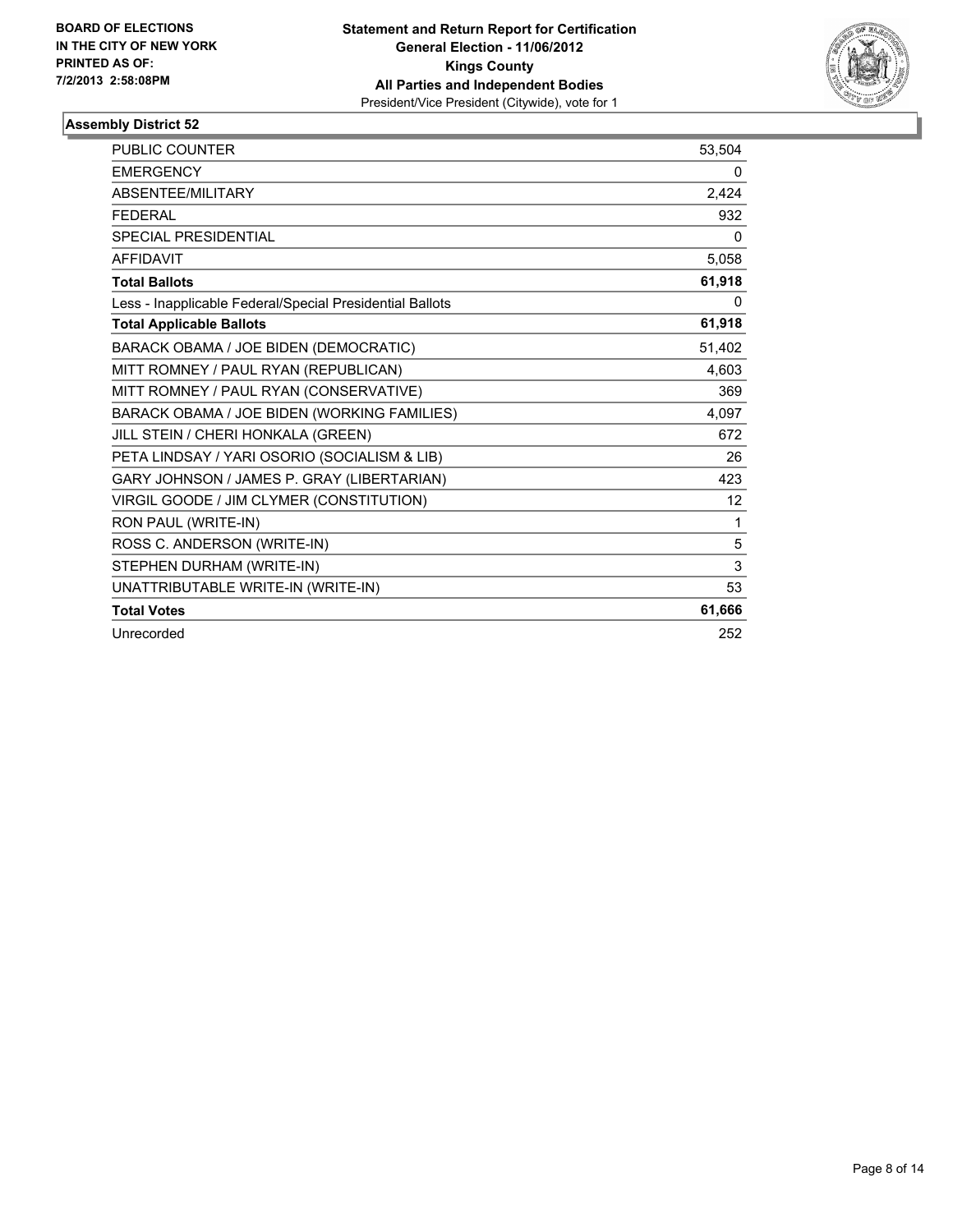**BOARD OF ELECTIONS IN THE CITY OF NEW YORK PRINTED AS OF: 7/2/2013 2:58:08PM**

**Statement and Return Report for Certification General Election - 11/06/2012 Kings County All Parties and Independent Bodies**
President/Vice President (Citywide), vote for 1

### Assembly District 52

| | |
|---|---|
| PUBLIC COUNTER | 53,504 |
| EMERGENCY | 0 |
| ABSENTEE/MILITARY | 2,424 |
| FEDERAL | 932 |
| SPECIAL PRESIDENTIAL | 0 |
| AFFIDAVIT | 5,058 |
| **Total Ballots** | **61,918** |
| Less - Inapplicable Federal/Special Presidential Ballots | 0 |
| **Total Applicable Ballots** | **61,918** |
| BARACK OBAMA / JOE BIDEN (DEMOCRATIC) | 51,402 |
| MITT ROMNEY / PAUL RYAN (REPUBLICAN) | 4,603 |
| MITT ROMNEY / PAUL RYAN (CONSERVATIVE) | 369 |
| BARACK OBAMA / JOE BIDEN (WORKING FAMILIES) | 4,097 |
| JILL STEIN / CHERI HONKALA (GREEN) | 672 |
| PETA LINDSAY / YARI OSORIO (SOCIALISM & LIB) | 26 |
| GARY JOHNSON / JAMES P. GRAY (LIBERTARIAN) | 423 |
| VIRGIL GOODE / JIM CLYMER (CONSTITUTION) | 12 |
| RON PAUL (WRITE-IN) | 1 |
| ROSS C. ANDERSON (WRITE-IN) | 5 |
| STEPHEN DURHAM (WRITE-IN) | 3 |
| UNATTRIBUTABLE WRITE-IN (WRITE-IN) | 53 |
| **Total Votes** | **61,666** |
| Unrecorded | 252 |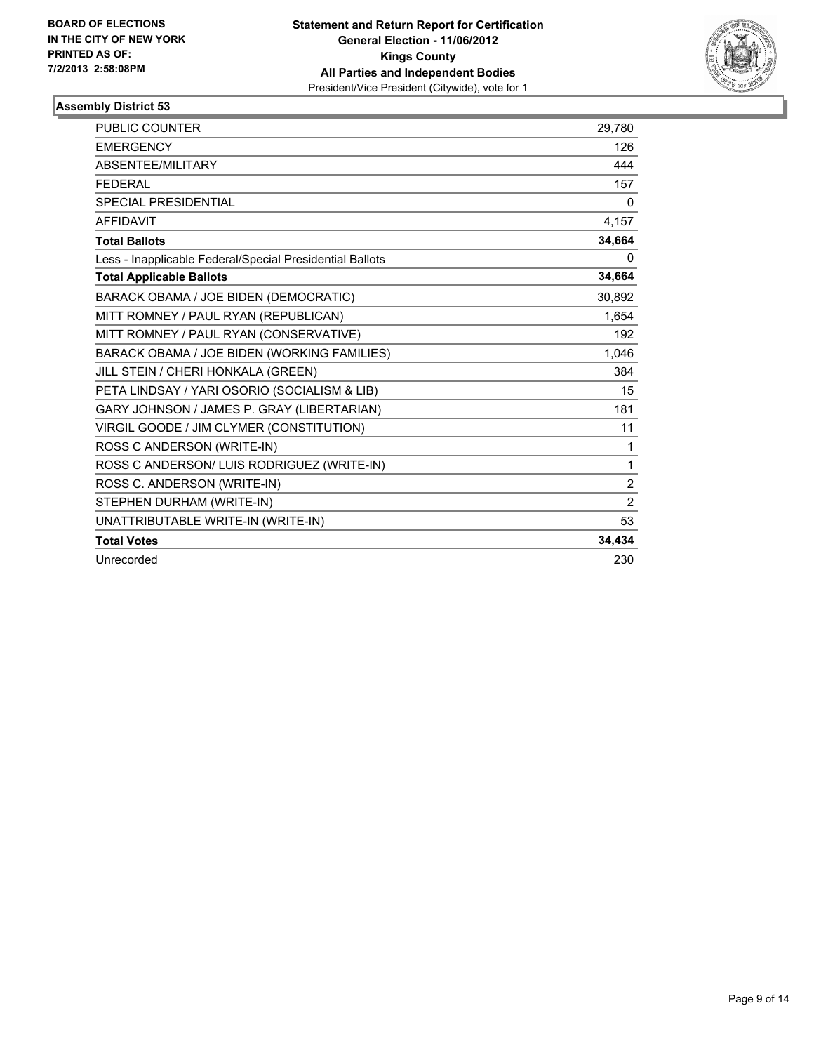**BOARD OF ELECTIONS IN THE CITY OF NEW YORK**
**PRINTED AS OF: 7/2/2013 2:58:08PM**

**Statement and Return Report for Certification**
**General Election - 11/06/2012**
**Kings County**
**All Parties and Independent Bodies**
President/Vice President (Citywide), vote for 1

### Assembly District 53

| | |
|---|---|
| PUBLIC COUNTER | 29,780 |
| EMERGENCY | 126 |
| ABSENTEE/MILITARY | 444 |
| FEDERAL | 157 |
| SPECIAL PRESIDENTIAL | 0 |
| AFFIDAVIT | 4,157 |
| **Total Ballots** | **34,664** |
| Less - Inapplicable Federal/Special Presidential Ballots | 0 |
| **Total Applicable Ballots** | **34,664** |
| BARACK OBAMA / JOE BIDEN (DEMOCRATIC) | 30,892 |
| MITT ROMNEY / PAUL RYAN (REPUBLICAN) | 1,654 |
| MITT ROMNEY / PAUL RYAN (CONSERVATIVE) | 192 |
| BARACK OBAMA / JOE BIDEN (WORKING FAMILIES) | 1,046 |
| JILL STEIN / CHERI HONKALA (GREEN) | 384 |
| PETA LINDSAY / YARI OSORIO (SOCIALISM & LIB) | 15 |
| GARY JOHNSON / JAMES P. GRAY (LIBERTARIAN) | 181 |
| VIRGIL GOODE / JIM CLYMER (CONSTITUTION) | 11 |
| ROSS C ANDERSON (WRITE-IN) | 1 |
| ROSS C ANDERSON/ LUIS RODRIGUEZ (WRITE-IN) | 1 |
| ROSS C. ANDERSON (WRITE-IN) | 2 |
| STEPHEN DURHAM (WRITE-IN) | 2 |
| UNATTRIBUTABLE WRITE-IN (WRITE-IN) | 53 |
| **Total Votes** | **34,434** |
| Unrecorded | 230 |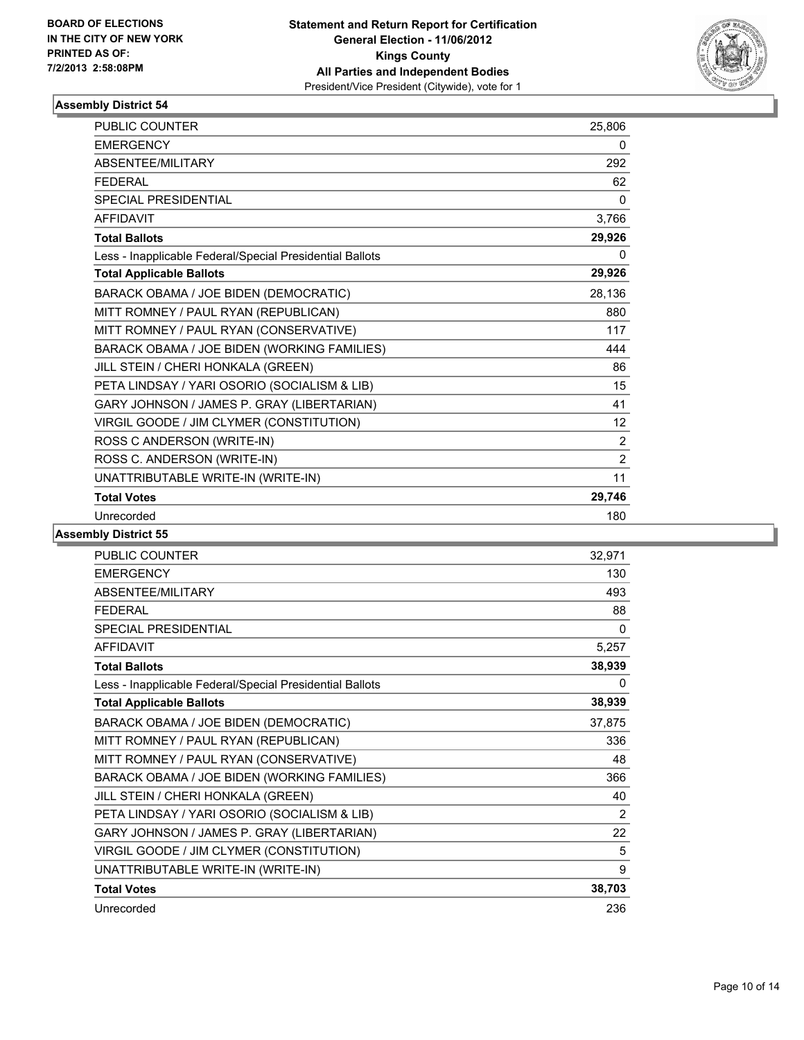**BOARD OF ELECTIONS IN THE CITY OF NEW YORK PRINTED AS OF: 7/2/2013 2:58:08PM**

**Statement and Return Report for Certification**
**General Election - 11/06/2012**
**Kings County**
**All Parties and Independent Bodies**
President/Vice President (Citywide), vote for 1

### Assembly District 54

| | |
|---|---|
| PUBLIC COUNTER | 25,806 |
| EMERGENCY | 0 |
| ABSENTEE/MILITARY | 292 |
| FEDERAL | 62 |
| SPECIAL PRESIDENTIAL | 0 |
| AFFIDAVIT | 3,766 |
| **Total Ballots** | **29,926** |
| Less - Inapplicable Federal/Special Presidential Ballots | 0 |
| **Total Applicable Ballots** | **29,926** |
| BARACK OBAMA / JOE BIDEN (DEMOCRATIC) | 28,136 |
| MITT ROMNEY / PAUL RYAN (REPUBLICAN) | 880 |
| MITT ROMNEY / PAUL RYAN (CONSERVATIVE) | 117 |
| BARACK OBAMA / JOE BIDEN (WORKING FAMILIES) | 444 |
| JILL STEIN / CHERI HONKALA (GREEN) | 86 |
| PETA LINDSAY / YARI OSORIO (SOCIALISM & LIB) | 15 |
| GARY JOHNSON / JAMES P. GRAY (LIBERTARIAN) | 41 |
| VIRGIL GOODE / JIM CLYMER (CONSTITUTION) | 12 |
| ROSS C ANDERSON (WRITE-IN) | 2 |
| ROSS C. ANDERSON (WRITE-IN) | 2 |
| UNATTRIBUTABLE WRITE-IN (WRITE-IN) | 11 |
| **Total Votes** | **29,746** |
| Unrecorded | 180 |

### Assembly District 55

| | |
|---|---|
| PUBLIC COUNTER | 32,971 |
| EMERGENCY | 130 |
| ABSENTEE/MILITARY | 493 |
| FEDERAL | 88 |
| SPECIAL PRESIDENTIAL | 0 |
| AFFIDAVIT | 5,257 |
| **Total Ballots** | **38,939** |
| Less - Inapplicable Federal/Special Presidential Ballots | 0 |
| **Total Applicable Ballots** | **38,939** |
| BARACK OBAMA / JOE BIDEN (DEMOCRATIC) | 37,875 |
| MITT ROMNEY / PAUL RYAN (REPUBLICAN) | 336 |
| MITT ROMNEY / PAUL RYAN (CONSERVATIVE) | 48 |
| BARACK OBAMA / JOE BIDEN (WORKING FAMILIES) | 366 |
| JILL STEIN / CHERI HONKALA (GREEN) | 40 |
| PETA LINDSAY / YARI OSORIO (SOCIALISM & LIB) | 2 |
| GARY JOHNSON / JAMES P. GRAY (LIBERTARIAN) | 22 |
| VIRGIL GOODE / JIM CLYMER (CONSTITUTION) | 5 |
| UNATTRIBUTABLE WRITE-IN (WRITE-IN) | 9 |
| **Total Votes** | **38,703** |
| Unrecorded | 236 |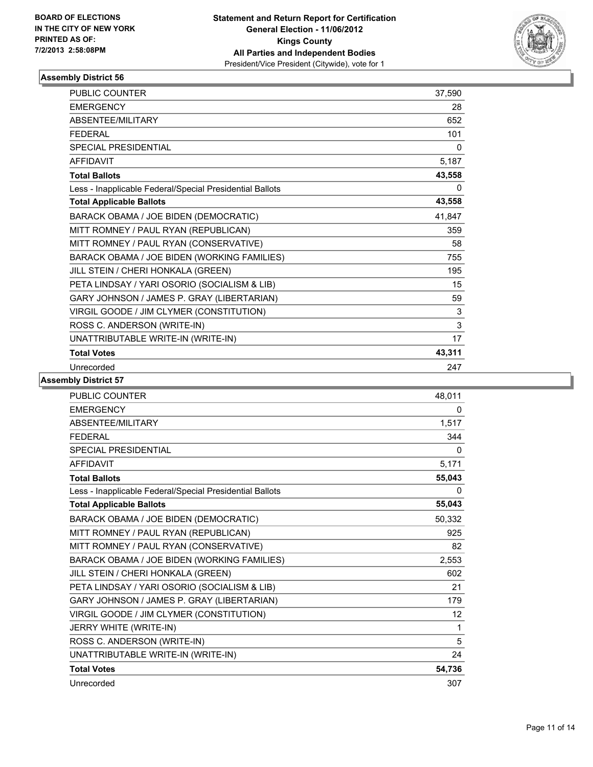BOARD OF ELECTIONS
IN THE CITY OF NEW YORK
PRINTED AS OF:
7/2/2013 2:58:08PM

**Statement and Return Report for Certification**
**General Election - 11/06/2012**
**Kings County**
**All Parties and Independent Bodies**
President/Vice President (Citywide), vote for 1

### Assembly District 56

| | |
|---|---|
| PUBLIC COUNTER | 37,590 |
| EMERGENCY | 28 |
| ABSENTEE/MILITARY | 652 |
| FEDERAL | 101 |
| SPECIAL PRESIDENTIAL | 0 |
| AFFIDAVIT | 5,187 |
| **Total Ballots** | **43,558** |
| Less - Inapplicable Federal/Special Presidential Ballots | 0 |
| **Total Applicable Ballots** | **43,558** |
| BARACK OBAMA / JOE BIDEN (DEMOCRATIC) | 41,847 |
| MITT ROMNEY / PAUL RYAN (REPUBLICAN) | 359 |
| MITT ROMNEY / PAUL RYAN (CONSERVATIVE) | 58 |
| BARACK OBAMA / JOE BIDEN (WORKING FAMILIES) | 755 |
| JILL STEIN / CHERI HONKALA (GREEN) | 195 |
| PETA LINDSAY / YARI OSORIO (SOCIALISM & LIB) | 15 |
| GARY JOHNSON / JAMES P. GRAY (LIBERTARIAN) | 59 |
| VIRGIL GOODE / JIM CLYMER (CONSTITUTION) | 3 |
| ROSS C. ANDERSON (WRITE-IN) | 3 |
| UNATTRIBUTABLE WRITE-IN (WRITE-IN) | 17 |
| **Total Votes** | **43,311** |
| Unrecorded | 247 |

### Assembly District 57

| | |
|---|---|
| PUBLIC COUNTER | 48,011 |
| EMERGENCY | 0 |
| ABSENTEE/MILITARY | 1,517 |
| FEDERAL | 344 |
| SPECIAL PRESIDENTIAL | 0 |
| AFFIDAVIT | 5,171 |
| **Total Ballots** | **55,043** |
| Less - Inapplicable Federal/Special Presidential Ballots | 0 |
| **Total Applicable Ballots** | **55,043** |
| BARACK OBAMA / JOE BIDEN (DEMOCRATIC) | 50,332 |
| MITT ROMNEY / PAUL RYAN (REPUBLICAN) | 925 |
| MITT ROMNEY / PAUL RYAN (CONSERVATIVE) | 82 |
| BARACK OBAMA / JOE BIDEN (WORKING FAMILIES) | 2,553 |
| JILL STEIN / CHERI HONKALA (GREEN) | 602 |
| PETA LINDSAY / YARI OSORIO (SOCIALISM & LIB) | 21 |
| GARY JOHNSON / JAMES P. GRAY (LIBERTARIAN) | 179 |
| VIRGIL GOODE / JIM CLYMER (CONSTITUTION) | 12 |
| JERRY WHITE (WRITE-IN) | 1 |
| ROSS C. ANDERSON (WRITE-IN) | 5 |
| UNATTRIBUTABLE WRITE-IN (WRITE-IN) | 24 |
| **Total Votes** | **54,736** |
| Unrecorded | 307 |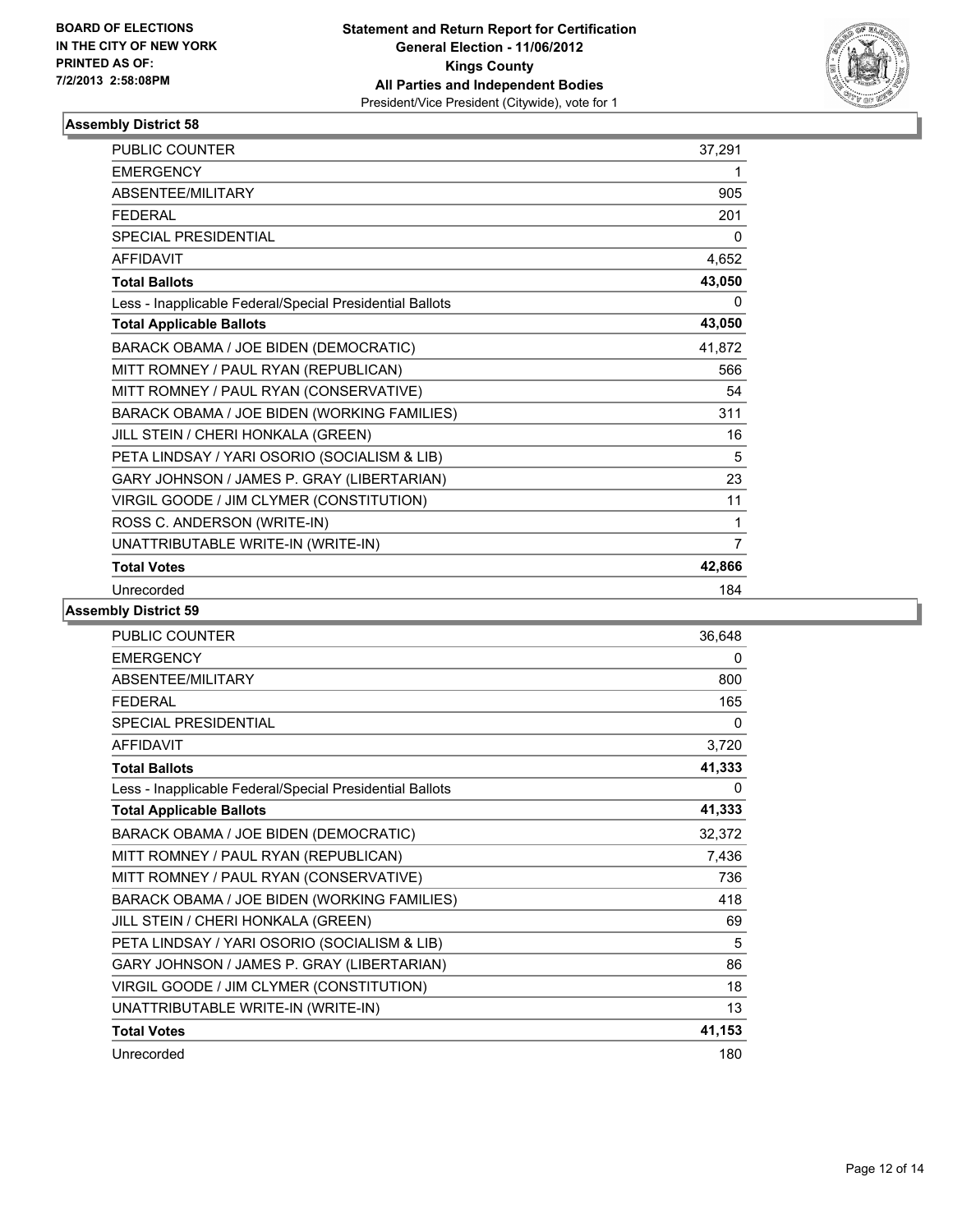BOARD OF ELECTIONS
IN THE CITY OF NEW YORK
PRINTED AS OF:
7/2/2013 2:58:08PM

**Statement and Return Report for Certification**
**General Election - 11/06/2012**
**Kings County**
**All Parties and Independent Bodies**
President/Vice President (Citywide), vote for 1

### Assembly District 58

| | |
|---|---|
| PUBLIC COUNTER | 37,291 |
| EMERGENCY | 1 |
| ABSENTEE/MILITARY | 905 |
| FEDERAL | 201 |
| SPECIAL PRESIDENTIAL | 0 |
| AFFIDAVIT | 4,652 |
| **Total Ballots** | **43,050** |
| Less - Inapplicable Federal/Special Presidential Ballots | 0 |
| **Total Applicable Ballots** | **43,050** |
| BARACK OBAMA / JOE BIDEN (DEMOCRATIC) | 41,872 |
| MITT ROMNEY / PAUL RYAN (REPUBLICAN) | 566 |
| MITT ROMNEY / PAUL RYAN (CONSERVATIVE) | 54 |
| BARACK OBAMA / JOE BIDEN (WORKING FAMILIES) | 311 |
| JILL STEIN / CHERI HONKALA (GREEN) | 16 |
| PETA LINDSAY / YARI OSORIO (SOCIALISM & LIB) | 5 |
| GARY JOHNSON / JAMES P. GRAY (LIBERTARIAN) | 23 |
| VIRGIL GOODE / JIM CLYMER (CONSTITUTION) | 11 |
| ROSS C. ANDERSON (WRITE-IN) | 1 |
| UNATTRIBUTABLE WRITE-IN (WRITE-IN) | 7 |
| **Total Votes** | **42,866** |
| Unrecorded | 184 |

### Assembly District 59

| | |
|---|---|
| PUBLIC COUNTER | 36,648 |
| EMERGENCY | 0 |
| ABSENTEE/MILITARY | 800 |
| FEDERAL | 165 |
| SPECIAL PRESIDENTIAL | 0 |
| AFFIDAVIT | 3,720 |
| **Total Ballots** | **41,333** |
| Less - Inapplicable Federal/Special Presidential Ballots | 0 |
| **Total Applicable Ballots** | **41,333** |
| BARACK OBAMA / JOE BIDEN (DEMOCRATIC) | 32,372 |
| MITT ROMNEY / PAUL RYAN (REPUBLICAN) | 7,436 |
| MITT ROMNEY / PAUL RYAN (CONSERVATIVE) | 736 |
| BARACK OBAMA / JOE BIDEN (WORKING FAMILIES) | 418 |
| JILL STEIN / CHERI HONKALA (GREEN) | 69 |
| PETA LINDSAY / YARI OSORIO (SOCIALISM & LIB) | 5 |
| GARY JOHNSON / JAMES P. GRAY (LIBERTARIAN) | 86 |
| VIRGIL GOODE / JIM CLYMER (CONSTITUTION) | 18 |
| UNATTRIBUTABLE WRITE-IN (WRITE-IN) | 13 |
| **Total Votes** | **41,153** |
| Unrecorded | 180 |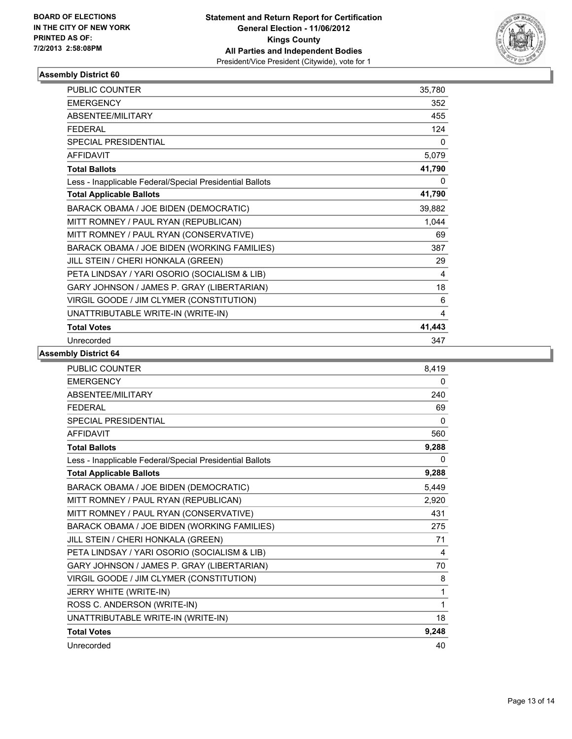BOARD OF ELECTIONS
IN THE CITY OF NEW YORK
PRINTED AS OF:
7/2/2013 2:58:08PM

**Statement and Return Report for Certification**
**General Election - 11/06/2012**
**Kings County**
**All Parties and Independent Bodies**
President/Vice President (Citywide), vote for 1

### Assembly District 60

| | |
|---|---|
| PUBLIC COUNTER | 35,780 |
| EMERGENCY | 352 |
| ABSENTEE/MILITARY | 455 |
| FEDERAL | 124 |
| SPECIAL PRESIDENTIAL | 0 |
| AFFIDAVIT | 5,079 |
| **Total Ballots** | **41,790** |
| Less - Inapplicable Federal/Special Presidential Ballots | 0 |
| **Total Applicable Ballots** | **41,790** |
| BARACK OBAMA / JOE BIDEN (DEMOCRATIC) | 39,882 |
| MITT ROMNEY / PAUL RYAN (REPUBLICAN) | 1,044 |
| MITT ROMNEY / PAUL RYAN (CONSERVATIVE) | 69 |
| BARACK OBAMA / JOE BIDEN (WORKING FAMILIES) | 387 |
| JILL STEIN / CHERI HONKALA (GREEN) | 29 |
| PETA LINDSAY / YARI OSORIO (SOCIALISM & LIB) | 4 |
| GARY JOHNSON / JAMES P. GRAY (LIBERTARIAN) | 18 |
| VIRGIL GOODE / JIM CLYMER (CONSTITUTION) | 6 |
| UNATTRIBUTABLE WRITE-IN (WRITE-IN) | 4 |
| **Total Votes** | **41,443** |
| Unrecorded | 347 |

### Assembly District 64

| | |
|---|---|
| PUBLIC COUNTER | 8,419 |
| EMERGENCY | 0 |
| ABSENTEE/MILITARY | 240 |
| FEDERAL | 69 |
| SPECIAL PRESIDENTIAL | 0 |
| AFFIDAVIT | 560 |
| **Total Ballots** | **9,288** |
| Less - Inapplicable Federal/Special Presidential Ballots | 0 |
| **Total Applicable Ballots** | **9,288** |
| BARACK OBAMA / JOE BIDEN (DEMOCRATIC) | 5,449 |
| MITT ROMNEY / PAUL RYAN (REPUBLICAN) | 2,920 |
| MITT ROMNEY / PAUL RYAN (CONSERVATIVE) | 431 |
| BARACK OBAMA / JOE BIDEN (WORKING FAMILIES) | 275 |
| JILL STEIN / CHERI HONKALA (GREEN) | 71 |
| PETA LINDSAY / YARI OSORIO (SOCIALISM & LIB) | 4 |
| GARY JOHNSON / JAMES P. GRAY (LIBERTARIAN) | 70 |
| VIRGIL GOODE / JIM CLYMER (CONSTITUTION) | 8 |
| JERRY WHITE (WRITE-IN) | 1 |
| ROSS C. ANDERSON (WRITE-IN) | 1 |
| UNATTRIBUTABLE WRITE-IN (WRITE-IN) | 18 |
| **Total Votes** | **9,248** |
| Unrecorded | 40 |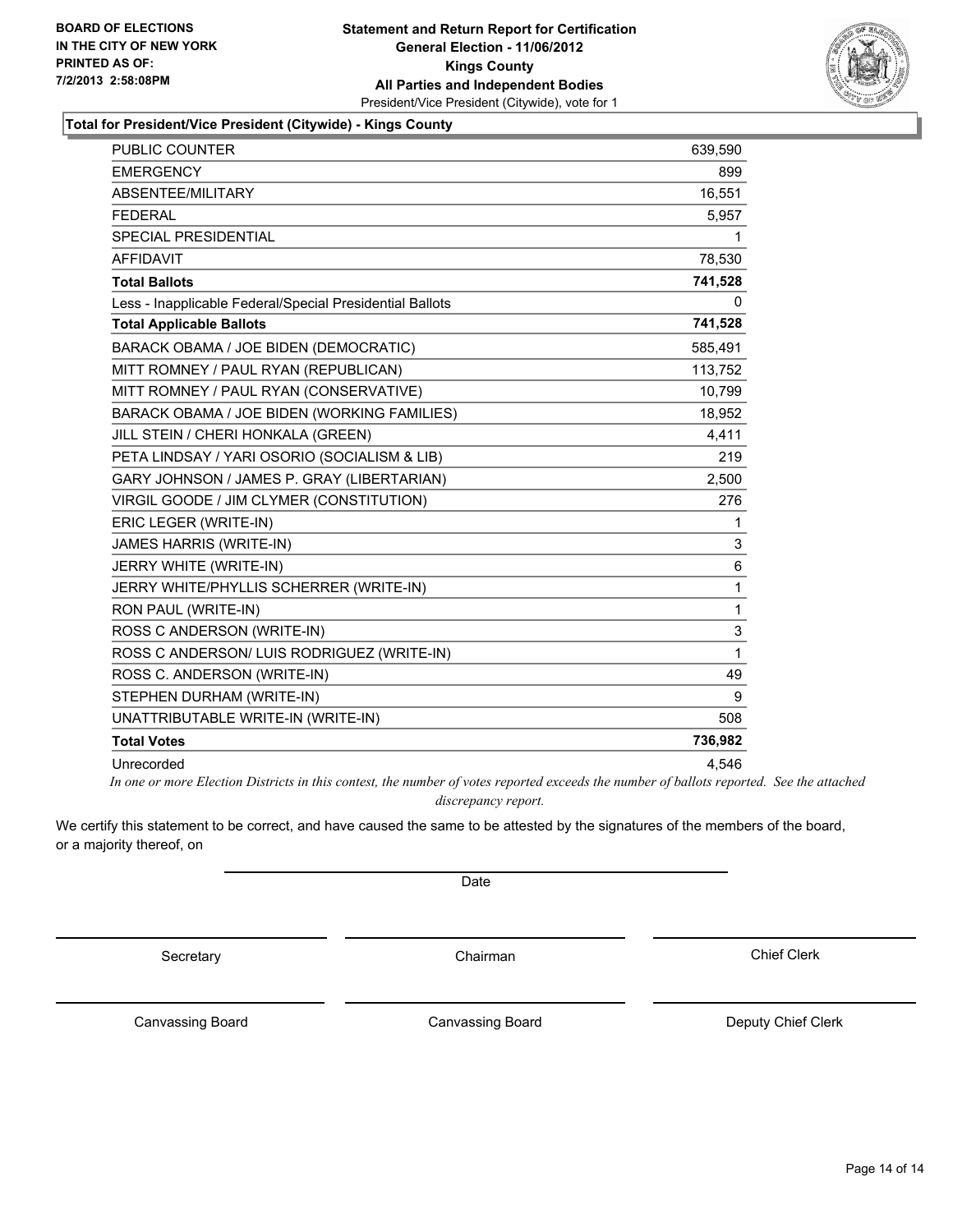**BOARD OF ELECTIONS IN THE CITY OF NEW YORK PRINTED AS OF: 7/2/2013 2:58:08PM**

**Statement and Return Report for Certification**
**General Election - 11/06/2012**
**Kings County**
**All Parties and Independent Bodies**
President/Vice President (Citywide), vote for 1

**Total for President/Vice President (Citywide) - Kings County**

| | |
|---|---|
| PUBLIC COUNTER | 639,590 |
| EMERGENCY | 899 |
| ABSENTEE/MILITARY | 16,551 |
| FEDERAL | 5,957 |
| SPECIAL PRESIDENTIAL | 1 |
| AFFIDAVIT | 78,530 |
| **Total Ballots** | **741,528** |
| Less - Inapplicable Federal/Special Presidential Ballots | 0 |
| **Total Applicable Ballots** | **741,528** |
| BARACK OBAMA / JOE BIDEN (DEMOCRATIC) | 585,491 |
| MITT ROMNEY / PAUL RYAN (REPUBLICAN) | 113,752 |
| MITT ROMNEY / PAUL RYAN (CONSERVATIVE) | 10,799 |
| BARACK OBAMA / JOE BIDEN (WORKING FAMILIES) | 18,952 |
| JILL STEIN / CHERI HONKALA (GREEN) | 4,411 |
| PETA LINDSAY / YARI OSORIO (SOCIALISM & LIB) | 219 |
| GARY JOHNSON / JAMES P. GRAY (LIBERTARIAN) | 2,500 |
| VIRGIL GOODE / JIM CLYMER (CONSTITUTION) | 276 |
| ERIC LEGER (WRITE-IN) | 1 |
| JAMES HARRIS (WRITE-IN) | 3 |
| JERRY WHITE (WRITE-IN) | 6 |
| JERRY WHITE/PHYLLIS SCHERRER (WRITE-IN) | 1 |
| RON PAUL (WRITE-IN) | 1 |
| ROSS C ANDERSON (WRITE-IN) | 3 |
| ROSS C ANDERSON/ LUIS RODRIGUEZ (WRITE-IN) | 1 |
| ROSS C. ANDERSON (WRITE-IN) | 49 |
| STEPHEN DURHAM (WRITE-IN) | 9 |
| UNATTRIBUTABLE WRITE-IN (WRITE-IN) | 508 |
| **Total Votes** | **736,982** |
| Unrecorded | 4,546 |

*In one or more Election Districts in this contest, the number of votes reported exceeds the number of ballots reported. See the attached discrepancy report.*

We certify this statement to be correct, and have caused the same to be attested by the signatures of the members of the board, or a majority thereof, on

Date

Secretary

Chairman

Chief Clerk

Canvassing Board

Canvassing Board

Deputy Chief Clerk